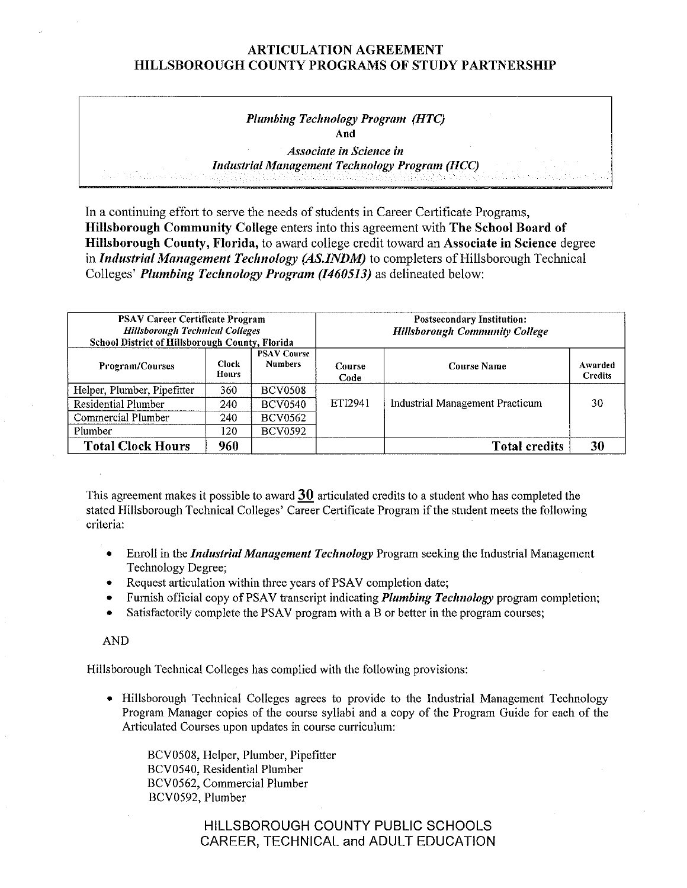# ARTICULATION AGREEMENT
# HILLSBOROUGH COUNTY PROGRAMS OF STUDY PARTNERSHIP

*Plumbing Technology Program (HTC)*
**And**
*Associate in Science in*
*Industrial Management Technology Program (HCC)*

In a continuing effort to serve the needs of students in Career Certificate Programs, **Hillsborough Community College** enters into this agreement with **The School Board of Hillsborough County, Florida,** to award college credit toward an **Associate in Science** degree in ***Industrial Management Technology (AS.INDM)*** to completers of Hillsborough Technical Colleges' ***Plumbing Technology Program (I460513)*** as delineated below:

| PSAV Career Certificate Program *Hillsborough Technical Colleges* School District of Hillsborough County, Florida | | | Postsecondary Institution: *Hillsborough Community College* | | |
|---|---|---|---|---|---|
| Program/Courses | Clock Hours | PSAV Course Numbers | Course Code | Course Name | Awarded Credits |
| Helper, Plumber, Pipefitter | 360 | BCV0508 | ETI2941 | Industrial Management Practicum | 30 |
| Residential Plumber | 240 | BCV0540 | | | |
| Commercial Plumber | 240 | BCV0562 | | | |
| Plumber | 120 | BCV0592 | | | |
| **Total Clock Hours** | **960** | | | **Total credits** | **30** |

This agreement makes it possible to award **30** articulated credits to a student who has completed the stated Hillsborough Technical Colleges' Career Certificate Program if the student meets the following criteria:

- Enroll in the ***Industrial Management Technology*** Program seeking the Industrial Management Technology Degree;
- Request articulation within three years of PSAV completion date;
- Furnish official copy of PSAV transcript indicating ***Plumbing Technology*** program completion;
- Satisfactorily complete the PSAV program with a B or better in the program courses;

AND

Hillsborough Technical Colleges has complied with the following provisions:

- Hillsborough Technical Colleges agrees to provide to the Industrial Management Technology Program Manager copies of the course syllabi and a copy of the Program Guide for each of the Articulated Courses upon updates in course curriculum:

  BCV0508, Helper, Plumber, Pipefitter
  BCV0540, Residential Plumber
  BCV0562, Commercial Plumber
  BCV0592, Plumber

HILLSBOROUGH COUNTY PUBLIC SCHOOLS
CAREER, TECHNICAL and ADULT EDUCATION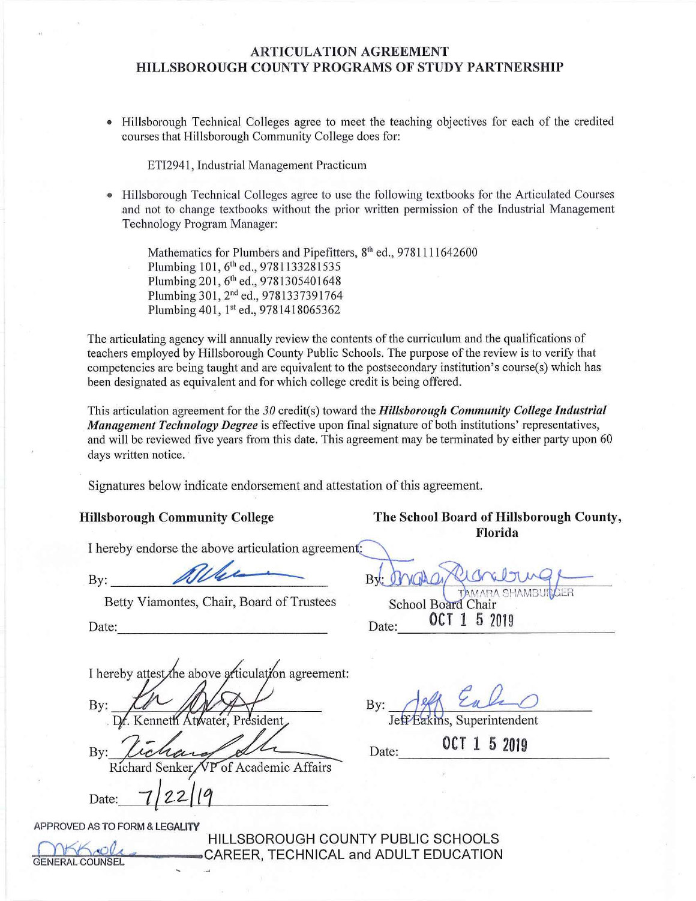## ARTICULATION AGREEMENT
## HILLSBOROUGH COUNTY PROGRAMS OF STUDY PARTNERSHIP

- Hillsborough Technical Colleges agree to meet the teaching objectives for each of the credited courses that Hillsborough Community College does for:

  ETI2941, Industrial Management Practicum

- Hillsborough Technical Colleges agree to use the following textbooks for the Articulated Courses and not to change textbooks without the prior written permission of the Industrial Management Technology Program Manager:

  Mathematics for Plumbers and Pipefitters, 8th ed., 9781111642600
  Plumbing 101, 6th ed., 9781133281535
  Plumbing 201, 6th ed., 9781305401648
  Plumbing 301, 2nd ed., 9781337391764
  Plumbing 401, 1st ed., 9781418065362

The articulating agency will annually review the contents of the curriculum and the qualifications of teachers employed by Hillsborough County Public Schools. The purpose of the review is to verify that competencies are being taught and are equivalent to the postsecondary institution's course(s) which has been designated as equivalent and for which college credit is being offered.

This articulation agreement for the *30* credit(s) toward the ***Hillsborough Community College Industrial Management Technology Degree*** is effective upon final signature of both institutions' representatives, and will be reviewed five years from this date. This agreement may be terminated by either party upon 60 days written notice.

Signatures below indicate endorsement and attestation of this agreement.

**Hillsborough Community College**

I hereby endorse the above articulation agreement:

By: ____________________
Betty Viamontes, Chair, Board of Trustees

Date: ____________________

I hereby attest the above articulation agreement:

By: ____________________
Dr. Kenneth Atwater, President

By: ____________________
Richard Senker, VP of Academic Affairs

Date: 7/22/19

**The School Board of Hillsborough County, Florida**

By: ____________________
TAMARA SHAMBURGER
School Board Chair

Date: OCT 1 5 2019

By: ____________________
Jeff Eakins, Superintendent

Date: OCT 1 5 2019

APPROVED AS TO FORM & LEGALITY

GENERAL COUNSEL

HILLSBOROUGH COUNTY PUBLIC SCHOOLS
CAREER, TECHNICAL and ADULT EDUCATION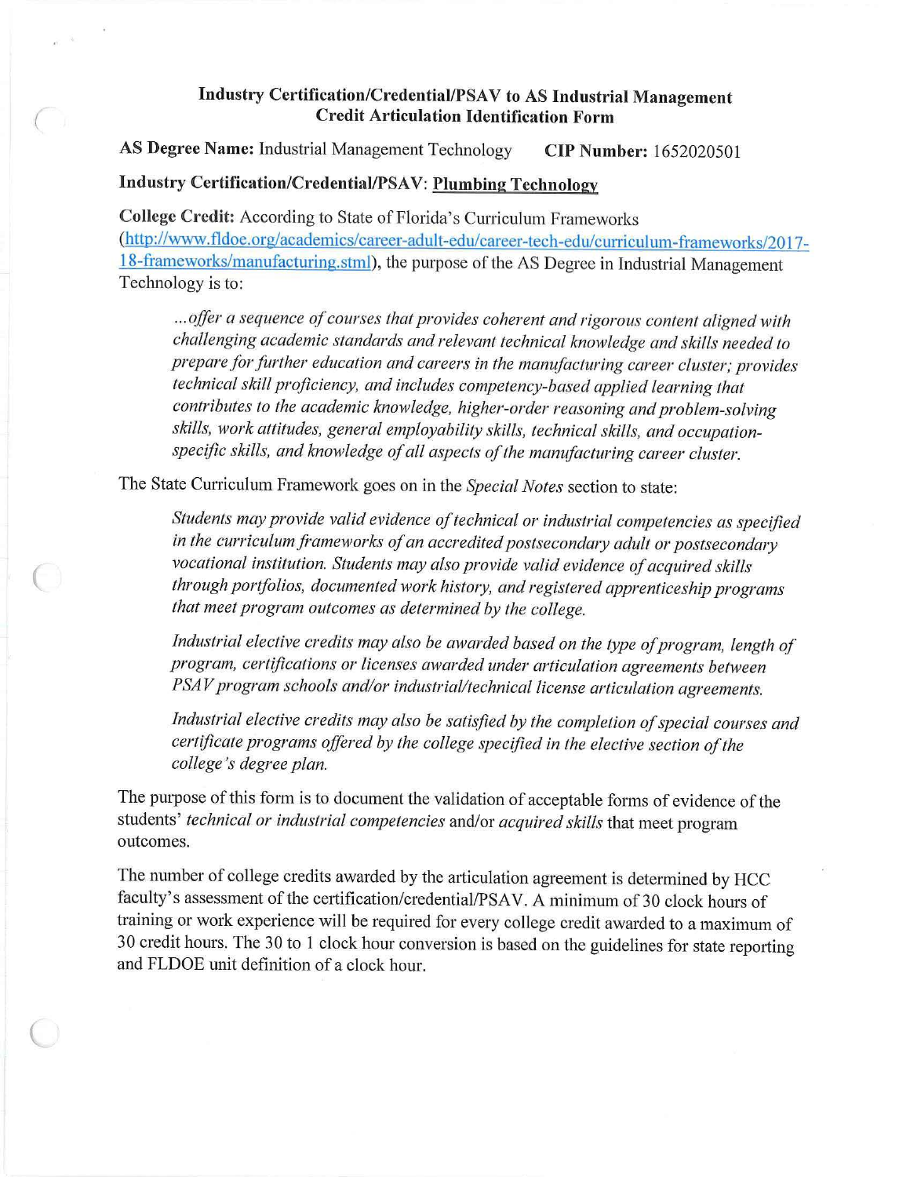## Industry Certification/Credential/PSAV to AS Industrial Management Credit Articulation Identification Form

**AS Degree Name:** Industrial Management Technology **CIP Number:** 1652020501

**Industry Certification/Credential/PSAV:** Plumbing Technology

**College Credit:** According to State of Florida's Curriculum Frameworks (http://www.fldoe.org/academics/career-adult-edu/career-tech-edu/curriculum-frameworks/2017-18-frameworks/manufacturing.stml), the purpose of the AS Degree in Industrial Management Technology is to:

> *...offer a sequence of courses that provides coherent and rigorous content aligned with challenging academic standards and relevant technical knowledge and skills needed to prepare for further education and careers in the manufacturing career cluster; provides technical skill proficiency, and includes competency-based applied learning that contributes to the academic knowledge, higher-order reasoning and problem-solving skills, work attitudes, general employability skills, technical skills, and occupation-specific skills, and knowledge of all aspects of the manufacturing career cluster.*

The State Curriculum Framework goes on in the *Special Notes* section to state:

> *Students may provide valid evidence of technical or industrial competencies as specified in the curriculum frameworks of an accredited postsecondary adult or postsecondary vocational institution. Students may also provide valid evidence of acquired skills through portfolios, documented work history, and registered apprenticeship programs that meet program outcomes as determined by the college.*
>
> *Industrial elective credits may also be awarded based on the type of program, length of program, certifications or licenses awarded under articulation agreements between PSAV program schools and/or industrial/technical license articulation agreements.*
>
> *Industrial elective credits may also be satisfied by the completion of special courses and certificate programs offered by the college specified in the elective section of the college's degree plan.*

The purpose of this form is to document the validation of acceptable forms of evidence of the students' *technical or industrial competencies* and/or *acquired skills* that meet program outcomes.

The number of college credits awarded by the articulation agreement is determined by HCC faculty's assessment of the certification/credential/PSAV. A minimum of 30 clock hours of training or work experience will be required for every college credit awarded to a maximum of 30 credit hours. The 30 to 1 clock hour conversion is based on the guidelines for state reporting and FLDOE unit definition of a clock hour.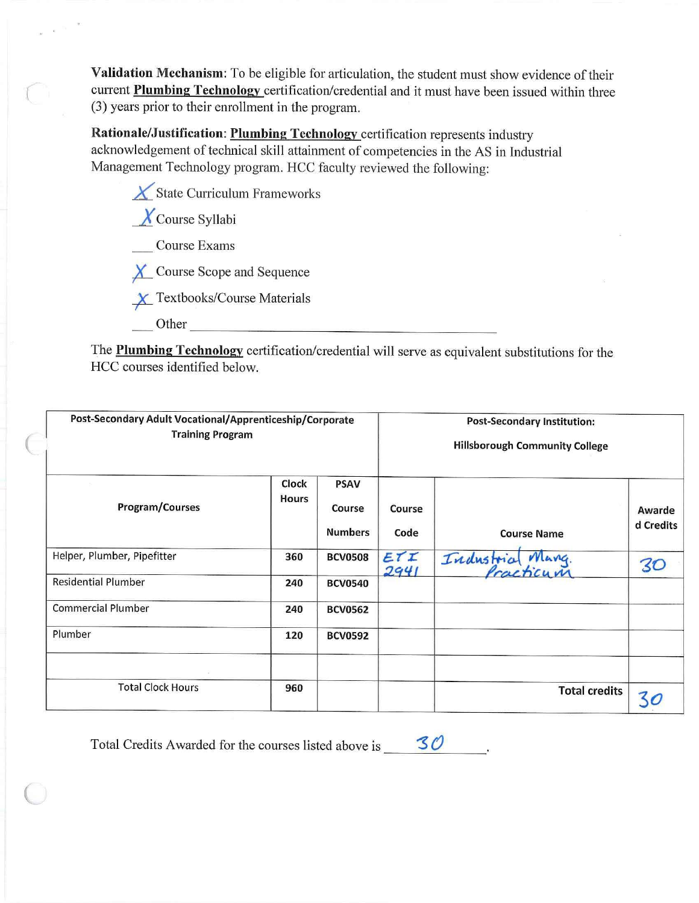**Validation Mechanism**: To be eligible for articulation, the student must show evidence of their current **Plumbing Technology** certification/credential and it must have been issued within three (3) years prior to their enrollment in the program.

**Rationale/Justification**: **Plumbing Technology** certification represents industry acknowledgement of technical skill attainment of competencies in the AS in Industrial Management Technology program. HCC faculty reviewed the following:

- X State Curriculum Frameworks
- X Course Syllabi
- ___ Course Exams
- X Course Scope and Sequence
- X Textbooks/Course Materials
- ___ Other ___________________________

The **Plumbing Technology** certification/credential will serve as equivalent substitutions for the HCC courses identified below.

| Post-Secondary Adult Vocational/Apprenticeship/Corporate Training Program | | | Post-Secondary Institution: Hillsborough Community College | | |
|---|---|---|---|---|---|
| Program/Courses | Clock Hours | PSAV Course Numbers | Course Code | Course Name | Awarded Credits |
| Helper, Plumber, Pipefitter | 360 | BCV0508 | ETI 2941 | Industrial Mang. Practicum | 30 |
| Residential Plumber | 240 | BCV0540 | | | |
| Commercial Plumber | 240 | BCV0562 | | | |
| Plumber | 120 | BCV0592 | | | |
| | | | | | |
| Total Clock Hours | 960 | | | Total credits | 30 |

Total Credits Awarded for the courses listed above is 30.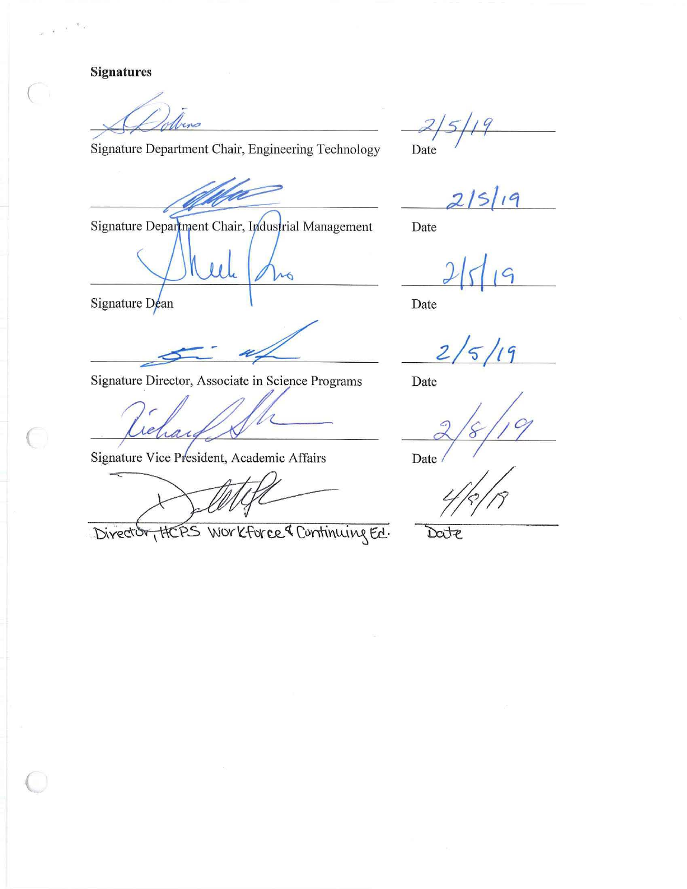**Signatures**

Signature Department Chair, Engineering Technology — Date: 2/5/19

Signature Department Chair, Industrial Management — Date: 2/5/19

Signature Dean — Date: 2/5/19

Signature Director, Associate in Science Programs — Date: 2/5/19

Signature Vice President, Academic Affairs — Date: 2/8/19

Director, HCPS Workforce & Continuing Ed. — Date: 4/9/19